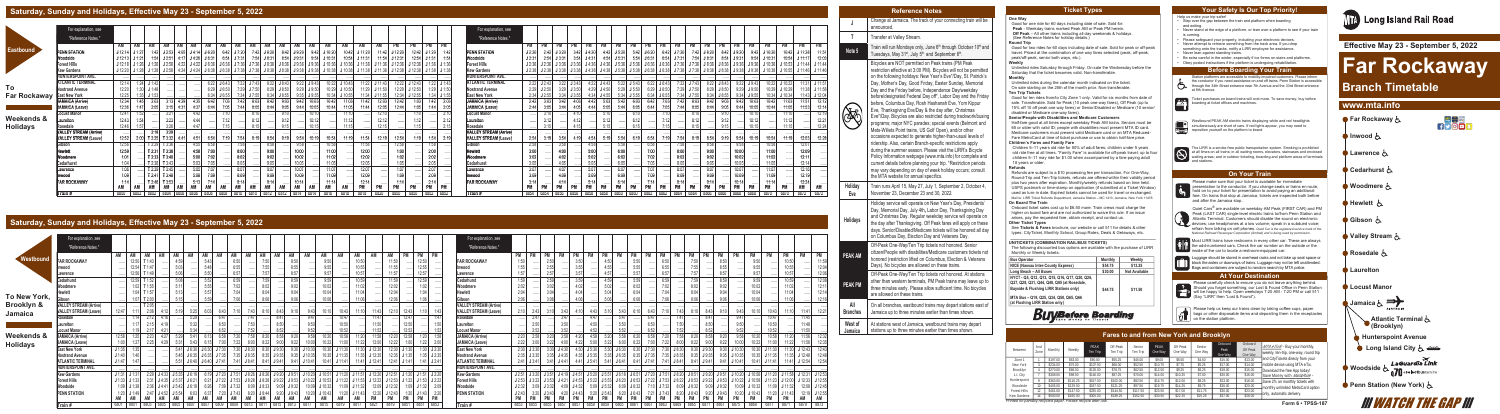# Long Island Rail Road

## Effective May 29 - September 5, 2022

# Far Rockaway

## Branch Timetable

www.mta.info

### Saturday, Sunday and Holidays, Effective May 29 - September 5, 2022

**Eastbound** — To Far Rockaway — Weekends & Holidays

Stations: PENN STATION, Woodside, Forest Hills, Kew Gardens, ATLANTIC TERMINAL, Nostrand Avenue, East New York, JAMAICA (Arrive), JAMAICA (Leave), Locust Manor, Laurelton, Rosedale, VALLEY STREAM (Arrive), VALLEY STREAM (Leave), Gibson, Hewlett, Woodmere, Cedarhurst, Lawrence, Inwood, FAR ROCKAWAY

### Saturday, Sunday and Holidays, Effective May 29 - September 5, 2022

**Westbound** — To New York, Brooklyn & Jamaica — Weekends & Holidays

Stations: FAR ROCKAWAY, Inwood, Lawrence, Cedarhurst, Woodmere, Hewlett, Gibson, VALLEY STREAM (Arrive), VALLEY STREAM (Leave), Rosedale, Laurelton, Locust Manor, JAMAICA (Arrive), JAMAICA (Leave), East New York, Nostrand Avenue, ATLANTIC TERMINAL, Kew Gardens, Forest Hills, Woodside, PENN STATION

For explanation, see "Reference Notes."

## Reference Notes

| | |
|---|---|
| **J** | Change at Jamaica. The track of your connecting train will be announced. |
| **T** | Transfer at Valley Stream. |
| **Note 5** | Train will run Mondays only, June 6th through October 10th and Tuesdays, May 31st, July 5th, and September 6th. |
| **Holiday Eve** | Bicycles are NOT permitted on these trains (PM Peak restriction effective PM Peak). Bicycles will not be permitted on the following holidays: New Year's Eve/Day, St. Patrick's Day, Mother's Day, Good Friday, Easter Sunday, Memorial Day and the Friday before, Independence Day/weekday before/designated Federal Day off, Labor Day and the Friday before, Columbus Day, Rosh Hashanah Eve, Yom Kippur Eve, Thanksgiving Eve/Day & the day after, Christmas Eve/Day. Bicycles are also restricted during weekends/busy programs, major NYC parades, special events (Belmont and Mets-Willets Point trains, US Golf Open), and on other occasions expected to generate higher-than-usual levels of ridership. Also, certain Branch-specific restrictions apply during the summer season. Please visit the LIRR's Bicycle Policy information webpage (www.mta.info) for complete and current details before planning your trip. Restrictions periods may vary depending on day of week/holiday occurs; consult the MTA website for annual specifics. Train runs April 15, May 27, July 1, September 2, October 4, November 23, December 23 and 30, 2022. |
| **Holidays** | Holiday service will operate on New Year's Day, Presidents' Day, Memorial Day, July 4th, Labor Day, Thanksgiving Day and Christmas Day. Regular weekday service will operate on the day after Thanksgiving. Off Peak fares will apply on these days. Senior/Disabled/Medicare tickets will be honored all day on Columbus Day, Election Day and Veterans Day. |
| **PEAK AM** | Off-Peak One-Way/Ten Trip tickets not honored. Senior citizen/Disabled and Medicare customers tickets not honored (restriction lifted on Columbus, Election & Veterans Days). No bicycles are allowed on these trains. |
| **PEAK PM** | Off-Peak One-Way/Ten Trip tickets not honored. At stations other than western terminals, PM Peak trains may leave up to three minutes early. Please arrive before scheduled time. No bicycles are allowed on these trains. |
| **All Branches** | On all branches, eastbound trains may depart stations east of Jamaica up to three minutes earlier than times shown. |
| **West of Jamaica** | At stations west of Jamaica, westbound trains may depart stations up to three minutes earlier than times shown. |

## Ticket Types

**One Way**
Good for one ride for 60 days (excluding date of sale). Sold for:
**Peak** – Weekday trains marked Peak AM or Peak PM herein.
**Off Peak** – All other trains including all day weekends & holidays. (See Reference Notes for holiday details.)

**Round Trip**
Good for two rides for 60 days (excluding date of sale). Sold for peak or off-peak travel. Children, at the combination of one-way fares selected (peak, off-peak, peak/off-peak, senior, etc.).

**Weekly**
Unlimited rides Saturday through Friday. On sale the Wednesday before the Saturday that the ticket becomes valid. Non-transferable.

**Monthly**
Unlimited rides during the calendar month indicated on the ticket. On sale starting on the 25th of the month prior. Non-transferable.

**Ten Trip Tickets**
Good for ten rides from/to City Zone 1 only. Valid for six months from date of sale. Transferable. Sold for Peak (10 peak one-way fares), Off Peak (up to 15% off 10 off-peak one-way fares), Senior/Disabled & Medicare (10 senior/disabled or Medicare one-way fares).

**Senior Citizen with Disabilities and Medicare Customers**
Half-fare good at all times except weekday Peak AM trains. Seniors must be 65 or older with valid ID, people with disabilities must present MTA ID card. Medicare customers must present valid Medicare card or an MTA Reduced-Fare MetroCard. Some of these restrictions to obtain half-fare price.

**Children's Fares and Family Fare**
Children 5–11 years old ride for 50% of adult fares, children under 5 years old ride free at all times. "Family Fare," if available for off-peak travel, up to four children 5–11 may ride for $1.00 when accompanied by a fare-paying adult 18 years or older.

**Refunds**
Refunds are subject to a $10 processing fee per transaction. For One-Way, Round-Trip and Ten-Trip tickets, refunds are offered within their validity period plus two years after expiration. Monthly/weekly refunds based on their value; LIRR purchase in time-stamp/or application to ticket office (at a Ticket Window) used at any time in the same station that tickets are refunded/exchanged.

**On Board The Train**
Onboard ticket fares will cost up to $6.50 more. Train crews must charge the higher on board fare and are not authorized to waive this rule. If an issue impacts the fare requested from station receipt, and contact us.

**Other Ticket Types**
See **Tickets & Fares** brochure, our website or call 511 for details & other types: City Ticket, Joint, Atlantic Ticket, Group, Mail & Ride, Deals & Getaways, etc.

**UNITICKETS (COMBINATION RAIL/BUS TICKETS)**
The following combined bus options are available with the purchase of LIRR Monthly or Weekly tickets.

| Bus Operator | Monthly | Weekly |
|---|---|---|
| NICE (Nassau Inter-County Express) | $46.75 | $13.00 |
| Long Beach – All Buses | $30.00 | Not Available |
| MTA Bus – Q5, Q6, Q7, Q8, Q9, Q10, Q11, Q12, Q13, Q15, Q16, Q17, Q20, Q21, Q22, Q24, Q25, Q26, Q27, Q28, Q30, Q31, Q32, Q34, Q35, Q36, Q37, Q38, Q39, Q40, Q41, Q43, Q44, Q46, Q47, Q48, Q49, Q50, Q52, Q53, Q54, Q55, Q56, Q58, Q59, Q60, Q64, Q65, Q66, Q67, Q69, Q70, Q72, Q76, Q77, Q83, Q84, Q85, Q88, Q100, Q101, Q102, Q103, Q104, Q110, Q111, Q112, Q113, Q114 (in Nassau/NYC Bus Reg. (Rockaway), Long Beach) | $46.75 | $11.00 |

**BuyBefore Boarding**

## Your Safety Is Our Top Priority!

Help us make your trip safer!
- Step over the gap between the train and platform when boarding and exiting.
- Never stand at the edge of a platform, or lean over a platform to see if your train is coming.
- Please safeguard your property, including your electronic devices.
- Never attempt to remove something from the track area. If you drop something onto the tracks, notify a LIRR employee for assistance.
- Never touch operating trains.
- Be extra careful in the winter, especially if you have a child with you.
- Obey posted instructions if the platform is undergoing rehabilitation.

## Before Boarding Your Train

- Station platforms are restricted to ticketed customers and employees. Please check your ticket options. Observe all signage...
- Ticket purchases on board trains will cost more. To save money, buy tickets at ticketing offices and machines.
- Weekend/PEAK AM electric trains departing within and not highlighted. Schedules may be short of cars. If not highlight appears, you may need to reposition yourself on the platform to board.
- The LIRR is a smoke-free public transportation system. Smoking is prohibited at all times on all trains, in all waiting rooms, elevators, and enclosed waiting areas, and in outdoor ticketing, boarding and platform areas of terminals and stations.

## On Your Train

- Please make sure that your ticket is available for immediate presentation to the conductor. If you change seats, or leave en route, hold on to your ticket for presentation to avoid paying an additional fare. On trains that stop at Jamaica, tickets are inspected both before and after the Jamaica stop.
- Quiet Cars are available on weekday AM Peak (PEAK AM) and PM Peak (LAST CAR) single-level electric trains to/from Penn Station and Grand Central Madison. Customers should disable the sound on electronic devices, use headphones at a low volume, speak in a subdued voice, refrain from talking on cell phones.
- Most LIRR trains have restrooms in every other car. There are always the end-customers cars. Check the car number on the outside or the inside of the car to locate a restroom-equipped car.
- Luggage should be stored in overhead racks and not take up seat space or block the aisles or doorways of trains. Luggage racks not be left unattended. Bags and containers are subject to random search by MTA police.

## At Your Destination

- Please carefully check to ensure you do not leave any belongings behind. Should you forget something, our Lost & Found Office in Penn Station will be happy to help. Open weekdays 7:20 AM – 7:20 PM or call 511 (Say "LIRR" then "Lost & Found").
- Please help us keep our trains clean by taking coffee cups, paper bags or other disposable items and depositing them in the receptacles on the station platform.

## Fares to and from New York and Brooklyn

Stations: Zone 1 – New York, Brooklyn; Zone 3 – Jamaica; Zone 4 – Far Rockaway, Inwood, Lawrence, Cedarhurst, Woodmere, Hewlett, Gibson, Valley Stream, Rosedale, Laurelton, Locust Manor.

Columns: Monthly, Weekly, Peak Ten-Trip, Off Peak Ten-Trip, Senior Ten-Trip, Peak One-Way, Off Peak One-Way, Senior One-Way, Onboard Peak One-Way, Onboard Off Peak One-Way.

**CityTicket** – Buy your monthly, weekly, ten-trip, one-way, round trip and CityTicket directly from your mobile device using the TrainTime app. Download the free app today! Available for Apple iPhone and Android. Save 2% on monthly tickets with monthly automatic bill pay by credit card. Save 2% on monthly tickets with monthly automatic Metrocard & option (2%) automatic delivery.

Stations on map: Far Rockaway, Inwood, Lawrence, Cedarhurst, Woodmere, Hewlett, Gibson, Valley Stream, Rosedale, Laurelton, Locust Manor, Jamaica, Atlantic Terminal (Brooklyn), Hunterspoint Avenue, Long Island City, Woodside, Penn Station (New York)

## #WATCH THE GAP

Form 6 • TPSS-167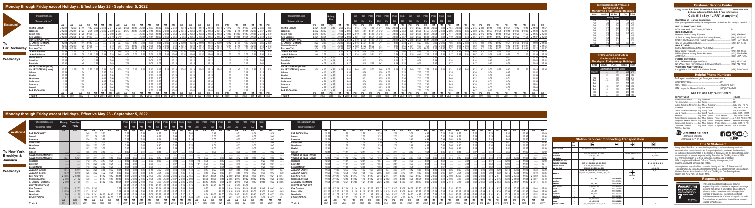# Monday through Friday except Holidays, Effective May 23 - September 5, 2022

## Eastbound

**To Far Rockaway & Long Beach**

**Weekdays**

Stations: PENN STATION, Woodside, Forest Hills, Kew Gardens, HUNTERSPOINT AVE., ATLANTIC TERMINAL, Nostrand Avenue, East New York, JAMAICA (Arrive), JAMAICA (Leave), Locust Manor, Laurelton, Rosedale, VALLEY STREAM (Arrive), VALLEY STREAM (Leave), Gibson, Hewlett, Woodmere, Cedarhurst, Lawrence, Inwood, FAR ROCKAWAY

## Westbound

**To New York, Brooklyn & Jamaica**

**Weekdays**

Stations: FAR ROCKAWAY, Inwood, Lawrence, Cedarhurst, Woodmere, Hewlett, Gibson, VALLEY STREAM (Arrive), VALLEY STREAM (Leave), Rosedale, Laurelton, Locust Manor, JAMAICA (Arrive), JAMAICA (Leave), East New York, Nostrand Avenue, ATLANTIC TERMINAL, HUNTERSPOINT AVE., Kew Gardens, Forest Hills, Woodside, PENN STATION

## To Hunterspoint Avenue & Long Island City

## From Long Island City & Hunterspoint Avenue

## Customer Service Center

Long Island Rail Road Schedule & Fare Info: www.mta.info

24-hour automated Schedule & Fare information

**Call: 511 (Say "LIRR" at anytime)**

Deaf/Hard of Hearing Customers:

### Helpful Phone Numbers

To Report Vandalism or get Emergency Assistance

**Call 511 and say "LIRR", then:**

### Station Services: Connecting Transportation

### Title VI Statement

### Responsibility

Long Island Rail Road — Jamaica Station, Jamaica, NY 11435